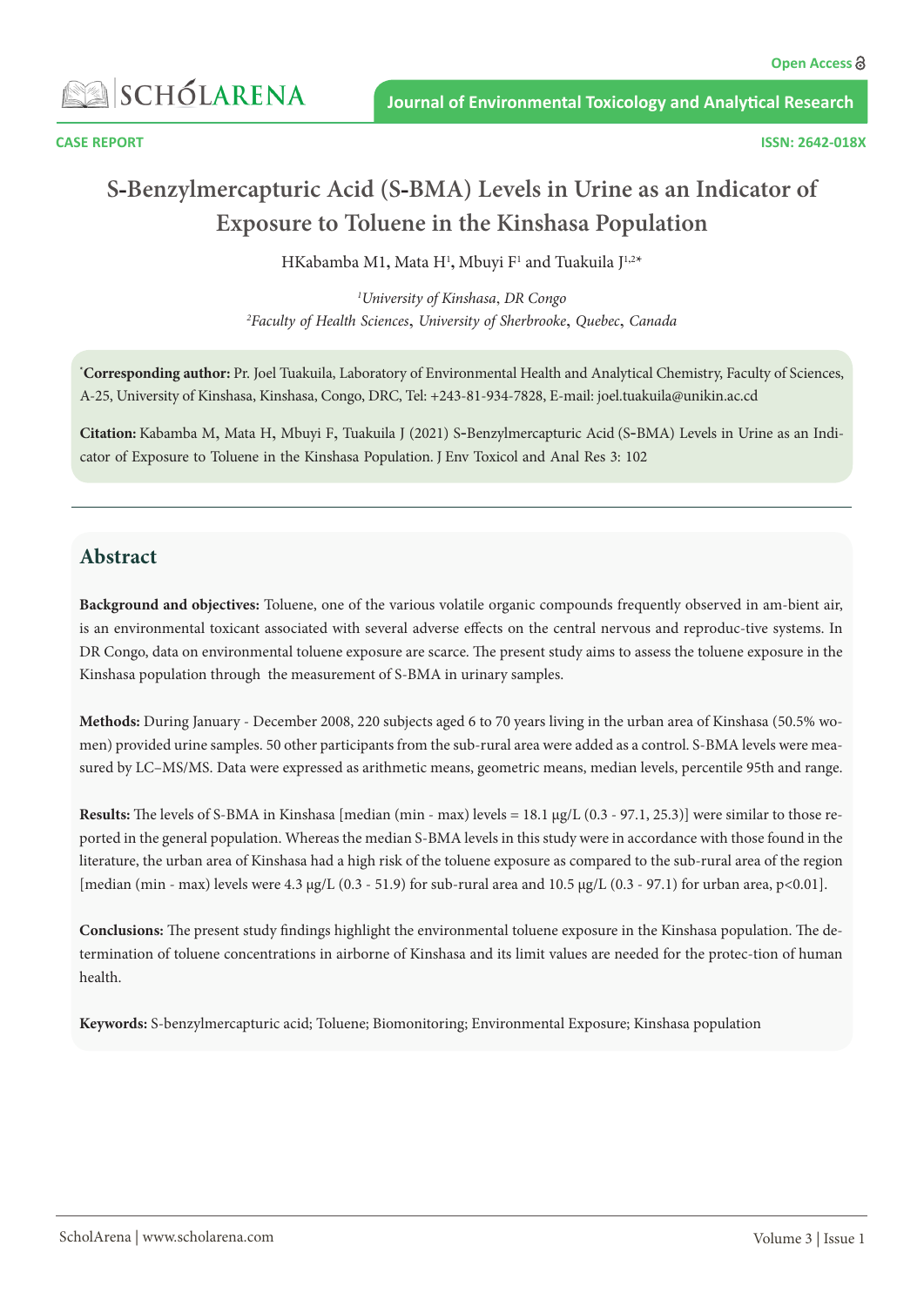CASE REPORT

ISSN: 2642-018X

# S-Benzylmercapturic Acid (S-BMA) Levels in Urine as an Indicator of Exposure to Toluene in the Kinshasa Population

HKabamba M1, Mata H[1], Mbuyi F[1] and Tuakuila J[1,2*]

[1]*University of Kinshasa, DR Congo*

[2]*Faculty of Health Sciences, University of Sherbrooke, Quebec, Canada*

[*]**Corresponding author:** Pr. Joel Tuakuila, Laboratory of Environmental Health and Analytical Chemistry, Faculty of Sciences, A-25, University of Kinshasa, Kinshasa, Congo, DRC, Tel: +243-81-934-7828, E-mail: joel.tuakuila@unikin.ac.cd

**Citation:** Kabamba M, Mata H, Mbuyi F, Tuakuila J (2021) S-Benzylmercapturic Acid (S-BMA) Levels in Urine as an Indicator of Exposure to Toluene in the Kinshasa Population. J Env Toxicol and Anal Res 3: 102

## Abstract

**Background and objectives:** Toluene, one of the various volatile organic compounds frequently observed in am-bient air, is an environmental toxicant associated with several adverse effects on the central nervous and reproduc-tive systems. In DR Congo, data on environmental toluene exposure are scarce. The present study aims to assess the toluene exposure in the Kinshasa population through the measurement of S-BMA in urinary samples.

**Methods:** During January - December 2008, 220 subjects aged 6 to 70 years living in the urban area of Kinshasa (50.5% wo-men) provided urine samples. 50 other participants from the sub-rural area were added as a control. S-BMA levels were mea-sured by LC–MS/MS. Data were expressed as arithmetic means, geometric means, median levels, percentile 95th and range.

**Results:** The levels of S-BMA in Kinshasa [median (min - max) levels = 18.1 µg/L (0.3 - 97.1, 25.3)] were similar to those re-ported in the general population. Whereas the median S-BMA levels in this study were in accordance with those found in the literature, the urban area of Kinshasa had a high risk of the toluene exposure as compared to the sub-rural area of the region [median (min - max) levels were 4.3 µg/L (0.3 - 51.9) for sub-rural area and 10.5 µg/L (0.3 - 97.1) for urban area, $p<0.01$].

**Conclusions:** The present study findings highlight the environmental toluene exposure in the Kinshasa population. The de-termination of toluene concentrations in airborne of Kinshasa and its limit values are needed for the protec-tion of human health.

**Keywords:** S-benzylmercapturic acid; Toluene; Biomonitoring; Environmental Exposure; Kinshasa population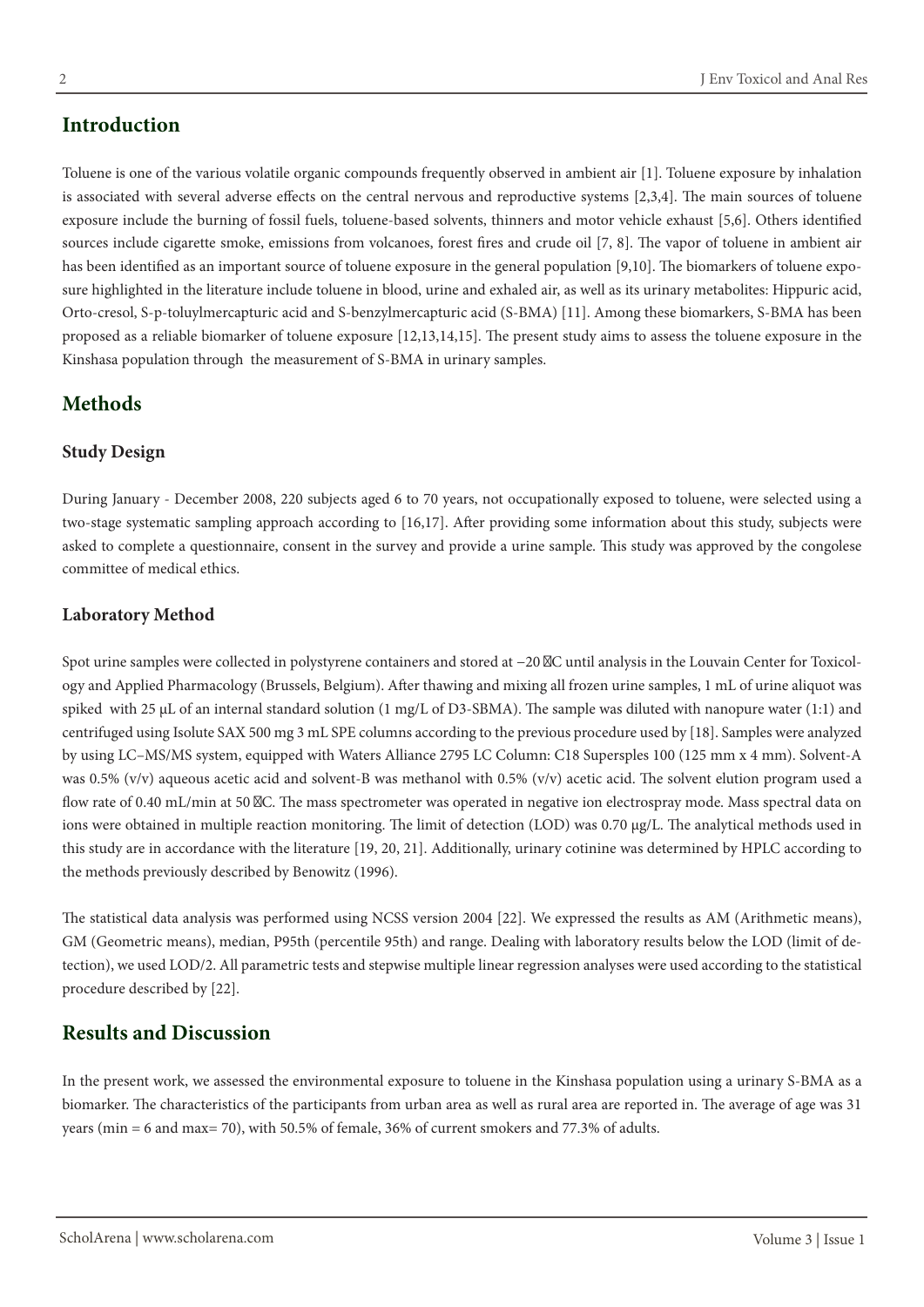## Introduction

Toluene is one of the various volatile organic compounds frequently observed in ambient air [1]. Toluene exposure by inhalation is associated with several adverse effects on the central nervous and reproductive systems [2,3,4]. The main sources of toluene exposure include the burning of fossil fuels, toluene-based solvents, thinners and motor vehicle exhaust [5,6]. Others identified sources include cigarette smoke, emissions from volcanoes, forest fires and crude oil [7, 8]. The vapor of toluene in ambient air has been identified as an important source of toluene exposure in the general population [9,10]. The biomarkers of toluene exposure highlighted in the literature include toluene in blood, urine and exhaled air, as well as its urinary metabolites: Hippuric acid, Orto-cresol, S-p-toluylmercapturic acid and S-benzylmercapturic acid (S-BMA) [11]. Among these biomarkers, S-BMA has been proposed as a reliable biomarker of toluene exposure [12,13,14,15]. The present study aims to assess the toluene exposure in the Kinshasa population through the measurement of S-BMA in urinary samples.

## Methods

### Study Design

During January - December 2008, 220 subjects aged 6 to 70 years, not occupationally exposed to toluene, were selected using a two-stage systematic sampling approach according to [16,17]. After providing some information about this study, subjects were asked to complete a questionnaire, consent in the survey and provide a urine sample. This study was approved by the congolese committee of medical ethics.

### Laboratory Method

Spot urine samples were collected in polystyrene containers and stored at −20 °C until analysis in the Louvain Center for Toxicology and Applied Pharmacology (Brussels, Belgium). After thawing and mixing all frozen urine samples, 1 mL of urine aliquot was spiked with 25 µL of an internal standard solution (1 mg/L of D3-SBMA). The sample was diluted with nanopure water (1:1) and centrifuged using Isolute SAX 500 mg 3 mL SPE columns according to the previous procedure used by [18]. Samples were analyzed by using LC–MS/MS system, equipped with Waters Alliance 2795 LC Column: C18 Supersples 100 (125 mm x 4 mm). Solvent-A was 0.5% (v/v) aqueous acetic acid and solvent-B was methanol with 0.5% (v/v) acetic acid. The solvent elution program used a flow rate of 0.40 mL/min at 50 °C. The mass spectrometer was operated in negative ion electrospray mode. Mass spectral data on ions were obtained in multiple reaction monitoring. The limit of detection (LOD) was 0.70 µg/L. The analytical methods used in this study are in accordance with the literature [19, 20, 21]. Additionally, urinary cotinine was determined by HPLC according to the methods previously described by Benowitz (1996).

The statistical data analysis was performed using NCSS version 2004 [22]. We expressed the results as AM (Arithmetic means), GM (Geometric means), median, P95th (percentile 95th) and range. Dealing with laboratory results below the LOD (limit of detection), we used LOD/2. All parametric tests and stepwise multiple linear regression analyses were used according to the statistical procedure described by [22].

## Results and Discussion

In the present work, we assessed the environmental exposure to toluene in the Kinshasa population using a urinary S-BMA as a biomarker. The characteristics of the participants from urban area as well as rural area are reported in. The average of age was 31 years (min = 6 and max= 70), with 50.5% of female, 36% of current smokers and 77.3% of adults.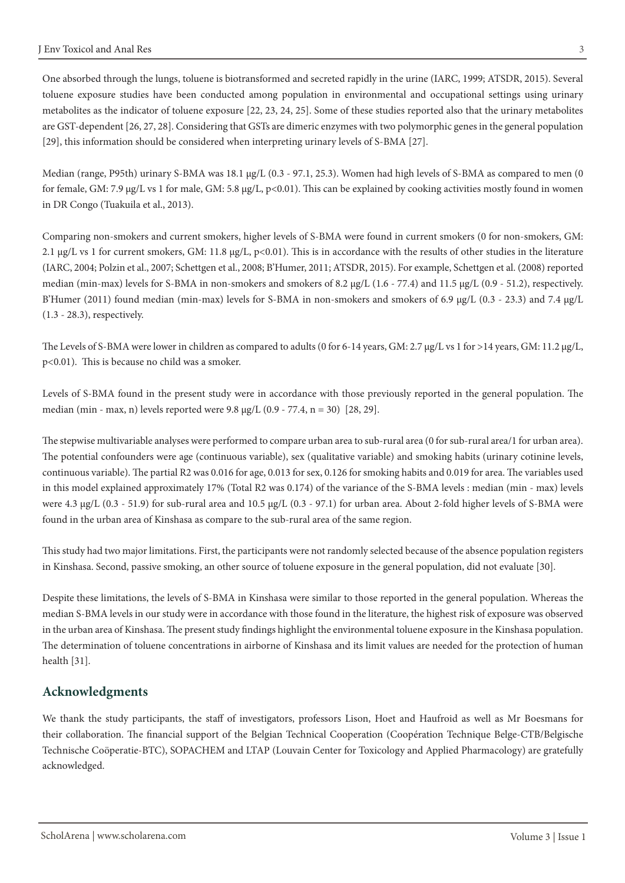One absorbed through the lungs, toluene is biotransformed and secreted rapidly in the urine (IARC, 1999; ATSDR, 2015). Several toluene exposure studies have been conducted among population in environmental and occupational settings using urinary metabolites as the indicator of toluene exposure [22, 23, 24, 25]. Some of these studies reported also that the urinary metabolites are GST-dependent [26, 27, 28]. Considering that GSTs are dimeric enzymes with two polymorphic genes in the general population [29], this information should be considered when interpreting urinary levels of S-BMA [27].

Median (range, P95th) urinary S-BMA was 18.1 µg/L (0.3 - 97.1, 25.3). Women had high levels of S-BMA as compared to men (0 for female, GM: 7.9 µg/L vs 1 for male, GM: 5.8 µg/L, $p<0.01$). This can be explained by cooking activities mostly found in women in DR Congo (Tuakuila et al., 2013).

Comparing non-smokers and current smokers, higher levels of S-BMA were found in current smokers (0 for non-smokers, GM: 2.1 µg/L vs 1 for current smokers, GM: 11.8 µg/L, $p<0.01$). This is in accordance with the results of other studies in the literature (IARC, 2004; Polzin et al., 2007; Schettgen et al., 2008; B'Humer, 2011; ATSDR, 2015). For example, Schettgen et al. (2008) reported median (min-max) levels for S-BMA in non-smokers and smokers of 8.2 µg/L (1.6 - 77.4) and 11.5 µg/L (0.9 - 51.2), respectively. B'Humer (2011) found median (min-max) levels for S-BMA in non-smokers and smokers of 6.9 µg/L (0.3 - 23.3) and 7.4 µg/L (1.3 - 28.3), respectively.

The Levels of S-BMA were lower in children as compared to adults (0 for 6-14 years, GM: 2.7 µg/L vs 1 for >14 years, GM: 11.2 µg/L, $p<0.01$). This is because no child was a smoker.

Levels of S-BMA found in the present study were in accordance with those previously reported in the general population. The median (min - max, n) levels reported were 9.8 µg/L (0.9 - 77.4, n = 30) [28, 29].

The stepwise multivariable analyses were performed to compare urban area to sub-rural area (0 for sub-rural area/1 for urban area). The potential confounders were age (continuous variable), sex (qualitative variable) and smoking habits (urinary cotinine levels, continuous variable). The partial R2 was 0.016 for age, 0.013 for sex, 0.126 for smoking habits and 0.019 for area. The variables used in this model explained approximately 17% (Total R2 was 0.174) of the variance of the S-BMA levels : median (min - max) levels were 4.3 µg/L (0.3 - 51.9) for sub-rural area and 10.5 µg/L (0.3 - 97.1) for urban area. About 2-fold higher levels of S-BMA were found in the urban area of Kinshasa as compare to the sub-rural area of the same region.

This study had two major limitations. First, the participants were not randomly selected because of the absence population registers in Kinshasa. Second, passive smoking, an other source of toluene exposure in the general population, did not evaluate [30].

Despite these limitations, the levels of S-BMA in Kinshasa were similar to those reported in the general population. Whereas the median S-BMA levels in our study were in accordance with those found in the literature, the highest risk of exposure was observed in the urban area of Kinshasa. The present study findings highlight the environmental toluene exposure in the Kinshasa population. The determination of toluene concentrations in airborne of Kinshasa and its limit values are needed for the protection of human health [31].

## Acknowledgments

We thank the study participants, the staff of investigators, professors Lison, Hoet and Haufroid as well as Mr Boesmans for their collaboration. The financial support of the Belgian Technical Cooperation (Coopération Technique Belge-CTB/Belgische Technische Coöperatie-BTC), SOPACHEM and LTAP (Louvain Center for Toxicology and Applied Pharmacology) are gratefully acknowledged.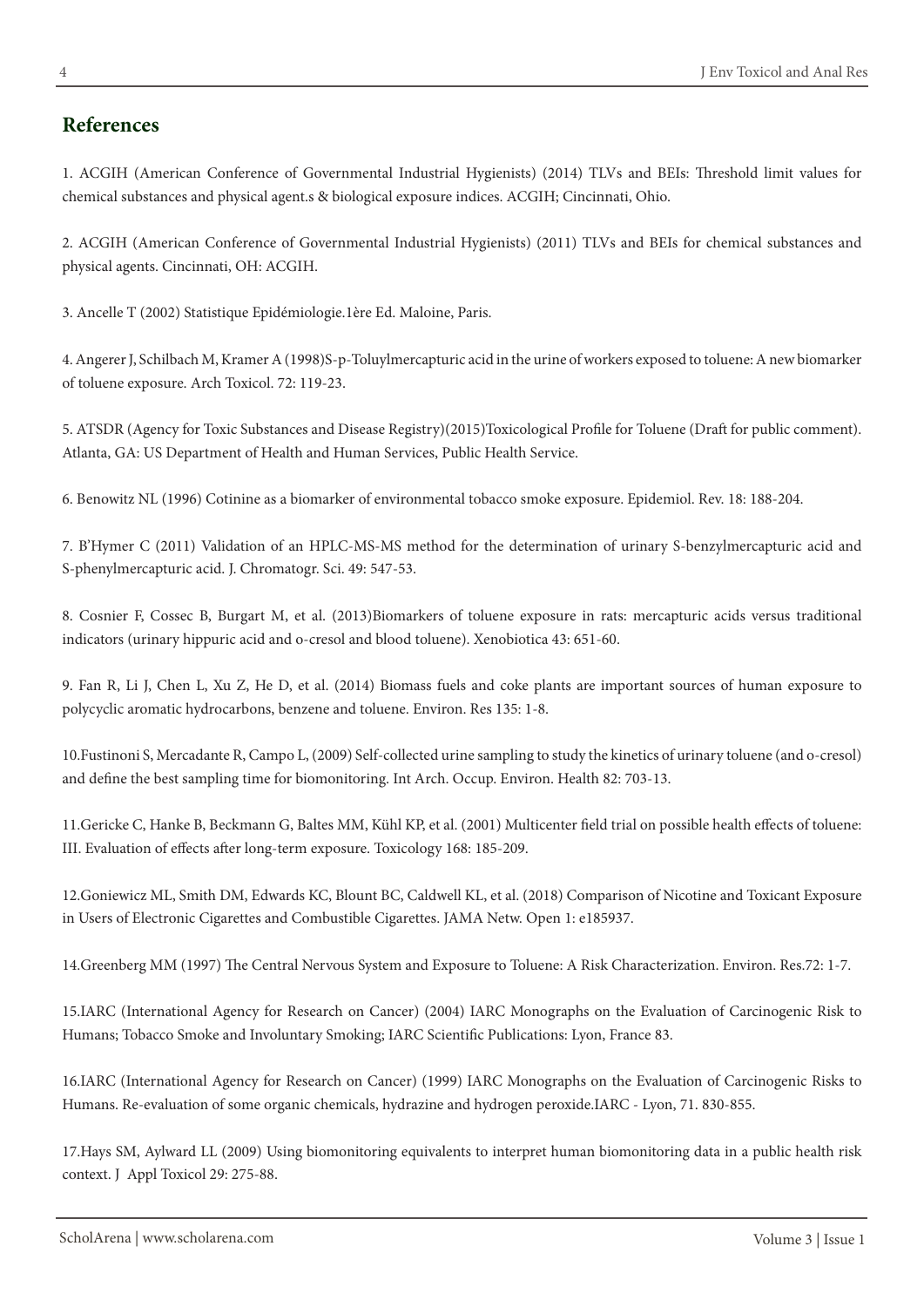## References

1. ACGIH (American Conference of Governmental Industrial Hygienists) (2014) TLVs and BEIs: Threshold limit values for chemical substances and physical agent.s & biological exposure indices. ACGIH; Cincinnati, Ohio.

2. ACGIH (American Conference of Governmental Industrial Hygienists) (2011) TLVs and BEIs for chemical substances and physical agents. Cincinnati, OH: ACGIH.

3. Ancelle T (2002) Statistique Epidémiologie.1ère Ed. Maloine, Paris.

4. Angerer J, Schilbach M, Kramer A (1998)S-p-Toluylmercapturic acid in the urine of workers exposed to toluene: A new biomarker of toluene exposure. Arch Toxicol. 72: 119-23.

5. ATSDR (Agency for Toxic Substances and Disease Registry)(2015)Toxicological Profile for Toluene (Draft for public comment). Atlanta, GA: US Department of Health and Human Services, Public Health Service.

6. Benowitz NL (1996) Cotinine as a biomarker of environmental tobacco smoke exposure. Epidemiol. Rev. 18: 188-204.

7. B'Hymer C (2011) Validation of an HPLC-MS-MS method for the determination of urinary S-benzylmercapturic acid and S-phenylmercapturic acid. J. Chromatogr. Sci. 49: 547-53.

8. Cosnier F, Cossec B, Burgart M, et al. (2013)Biomarkers of toluene exposure in rats: mercapturic acids versus traditional indicators (urinary hippuric acid and o-cresol and blood toluene). Xenobiotica 43: 651-60.

9. Fan R, Li J, Chen L, Xu Z, He D, et al. (2014) Biomass fuels and coke plants are important sources of human exposure to polycyclic aromatic hydrocarbons, benzene and toluene. Environ. Res 135: 1-8.

10.Fustinoni S, Mercadante R, Campo L, (2009) Self-collected urine sampling to study the kinetics of urinary toluene (and o-cresol) and define the best sampling time for biomonitoring. Int Arch. Occup. Environ. Health 82: 703-13.

11.Gericke C, Hanke B, Beckmann G, Baltes MM, Kühl KP, et al. (2001) Multicenter field trial on possible health effects of toluene: III. Evaluation of effects after long-term exposure. Toxicology 168: 185-209.

12.Goniewicz ML, Smith DM, Edwards KC, Blount BC, Caldwell KL, et al. (2018) Comparison of Nicotine and Toxicant Exposure in Users of Electronic Cigarettes and Combustible Cigarettes. JAMA Netw. Open 1: e185937.

14.Greenberg MM (1997) The Central Nervous System and Exposure to Toluene: A Risk Characterization. Environ. Res.72: 1-7.

15.IARC (International Agency for Research on Cancer) (2004) IARC Monographs on the Evaluation of Carcinogenic Risk to Humans; Tobacco Smoke and Involuntary Smoking; IARC Scientific Publications: Lyon, France 83.

16.IARC (International Agency for Research on Cancer) (1999) IARC Monographs on the Evaluation of Carcinogenic Risks to Humans. Re-evaluation of some organic chemicals, hydrazine and hydrogen peroxide.IARC - Lyon, 71. 830-855.

17.Hays SM, Aylward LL (2009) Using biomonitoring equivalents to interpret human biomonitoring data in a public health risk context. J Appl Toxicol 29: 275-88.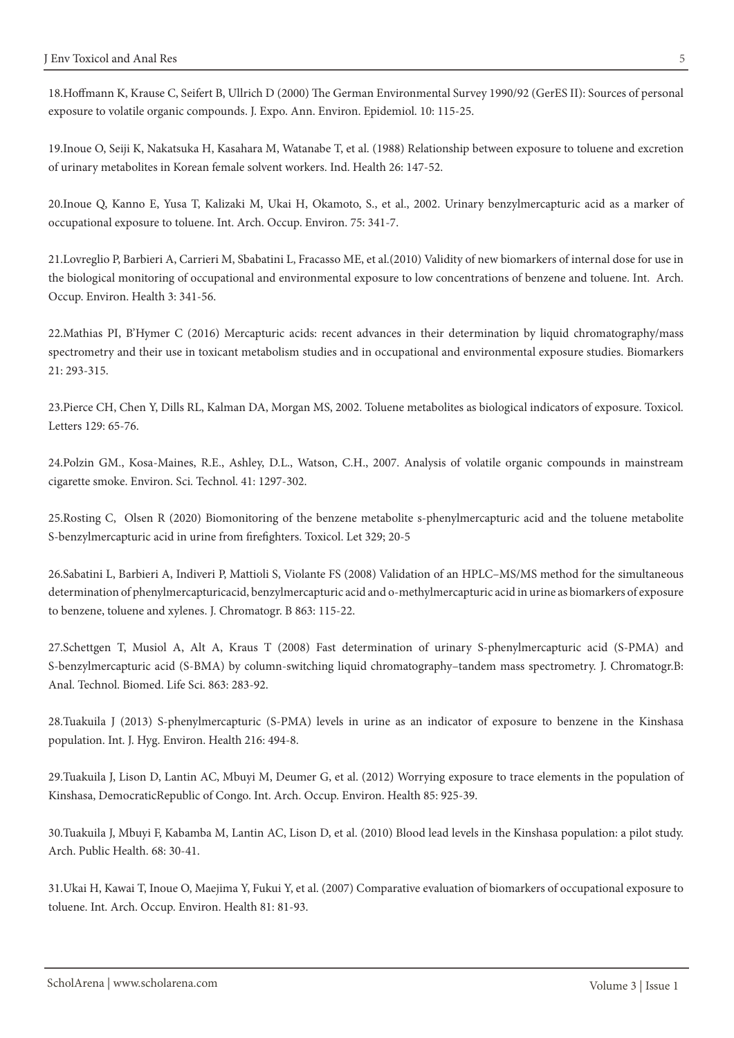18.Hoffmann K, Krause C, Seifert B, Ullrich D (2000) The German Environmental Survey 1990/92 (GerES II): Sources of personal exposure to volatile organic compounds. J. Expo. Ann. Environ. Epidemiol. 10: 115-25.

19.Inoue O, Seiji K, Nakatsuka H, Kasahara M, Watanabe T, et al. (1988) Relationship between exposure to toluene and excretion of urinary metabolites in Korean female solvent workers. Ind. Health 26: 147-52.

20.Inoue Q, Kanno E, Yusa T, Kalizaki M, Ukai H, Okamoto, S., et al., 2002. Urinary benzylmercapturic acid as a marker of occupational exposure to toluene. Int. Arch. Occup. Environ. 75: 341-7.

21.Lovreglio P, Barbieri A, Carrieri M, Sbabatini L, Fracasso ME, et al.(2010) Validity of new biomarkers of internal dose for use in the biological monitoring of occupational and environmental exposure to low concentrations of benzene and toluene. Int. Arch. Occup. Environ. Health 3: 341-56.

22.Mathias PI, B'Hymer C (2016) Mercapturic acids: recent advances in their determination by liquid chromatography/mass spectrometry and their use in toxicant metabolism studies and in occupational and environmental exposure studies. Biomarkers 21: 293-315.

23.Pierce CH, Chen Y, Dills RL, Kalman DA, Morgan MS, 2002. Toluene metabolites as biological indicators of exposure. Toxicol. Letters 129: 65-76.

24.Polzin GM., Kosa-Maines, R.E., Ashley, D.L., Watson, C.H., 2007. Analysis of volatile organic compounds in mainstream cigarette smoke. Environ. Sci. Technol. 41: 1297-302.

25.Rosting C, Olsen R (2020) Biomonitoring of the benzene metabolite s-phenylmercapturic acid and the toluene metabolite S-benzylmercapturic acid in urine from firefighters. Toxicol. Let 329; 20-5

26.Sabatini L, Barbieri A, Indiveri P, Mattioli S, Violante FS (2008) Validation of an HPLC–MS/MS method for the simultaneous determination of phenylmercapturicacid, benzylmercapturic acid and o-methylmercapturic acid in urine as biomarkers of exposure to benzene, toluene and xylenes. J. Chromatogr. B 863: 115-22.

27.Schettgen T, Musiol A, Alt A, Kraus T (2008) Fast determination of urinary S-phenylmercapturic acid (S-PMA) and S-benzylmercapturic acid (S-BMA) by column-switching liquid chromatography–tandem mass spectrometry. J. Chromatogr.B: Anal. Technol. Biomed. Life Sci. 863: 283-92.

28.Tuakuila J (2013) S-phenylmercapturic (S-PMA) levels in urine as an indicator of exposure to benzene in the Kinshasa population. Int. J. Hyg. Environ. Health 216: 494-8.

29.Tuakuila J, Lison D, Lantin AC, Mbuyi M, Deumer G, et al. (2012) Worrying exposure to trace elements in the population of Kinshasa, DemocraticRepublic of Congo. Int. Arch. Occup. Environ. Health 85: 925-39.

30.Tuakuila J, Mbuyi F, Kabamba M, Lantin AC, Lison D, et al. (2010) Blood lead levels in the Kinshasa population: a pilot study. Arch. Public Health. 68: 30-41.

31.Ukai H, Kawai T, Inoue O, Maejima Y, Fukui Y, et al. (2007) Comparative evaluation of biomarkers of occupational exposure to toluene. Int. Arch. Occup. Environ. Health 81: 81-93.